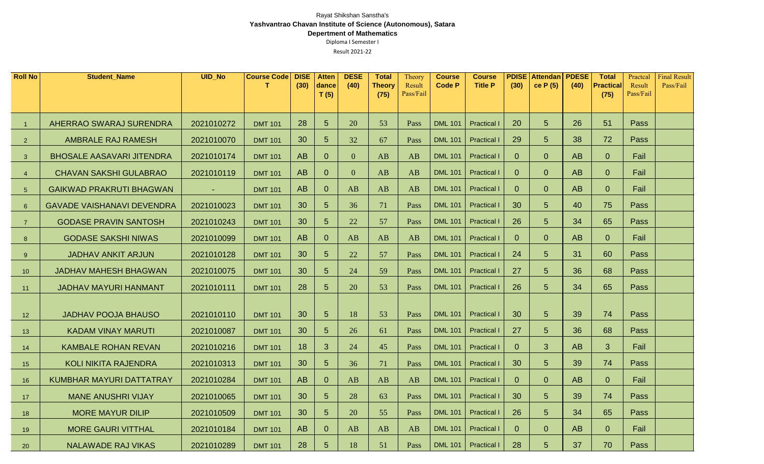Rayat Shikshan Sanstha's

**Yashvantrao Chavan Institute of Science (Autonomous), Satara**

**Depertment of Mathematics**

Diploma I Semester I

Result 2021-22

| Roll No | Student_Name | UID_No | Course Code T | DISE (30) | Attendance T (5) | DESE (40) | Total Theory (75) | Theory Result Pass/Fail | Course Code P | Course Title P | PDISE (30) | Attendance P (5) | PDESE (40) | Total Practical (75) | Practcal Result Pass/Fail | Final Result Pass/Fail |
|---|---|---|---|---|---|---|---|---|---|---|---|---|---|---|---|---|
| 1 | AHERRAO SWARAJ SURENDRA | 2021010272 | DMT 101 | 28 | 5 | 20 | 53 | Pass | DML 101 | Practical I | 20 | 5 | 26 | 51 | Pass | |
| 2 | AMBRALE RAJ RAMESH | 2021010070 | DMT 101 | 30 | 5 | 32 | 67 | Pass | DML 101 | Practical I | 29 | 5 | 38 | 72 | Pass | |
| 3 | BHOSALE AASAVARI JITENDRA | 2021010174 | DMT 101 | AB | 0 | 0 | AB | AB | DML 101 | Practical I | 0 | 0 | AB | 0 | Fail | |
| 4 | CHAVAN SAKSHI GULABRAO | 2021010119 | DMT 101 | AB | 0 | 0 | AB | AB | DML 101 | Practical I | 0 | 0 | AB | 0 | Fail | |
| 5 | GAIKWAD PRAKRUTI BHAGWAN | - | DMT 101 | AB | 0 | AB | AB | AB | DML 101 | Practical I | 0 | 0 | AB | 0 | Fail | |
| 6 | GAVADE VAISHANAVI DEVENDRA | 2021010023 | DMT 101 | 30 | 5 | 36 | 71 | Pass | DML 101 | Practical I | 30 | 5 | 40 | 75 | Pass | |
| 7 | GODASE PRAVIN SANTOSH | 2021010243 | DMT 101 | 30 | 5 | 22 | 57 | Pass | DML 101 | Practical I | 26 | 5 | 34 | 65 | Pass | |
| 8 | GODASE SAKSHI NIWAS | 2021010099 | DMT 101 | AB | 0 | AB | AB | AB | DML 101 | Practical I | 0 | 0 | AB | 0 | Fail | |
| 9 | JADHAV ANKIT ARJUN | 2021010128 | DMT 101 | 30 | 5 | 22 | 57 | Pass | DML 101 | Practical I | 24 | 5 | 31 | 60 | Pass | |
| 10 | JADHAV MAHESH BHAGWAN | 2021010075 | DMT 101 | 30 | 5 | 24 | 59 | Pass | DML 101 | Practical I | 27 | 5 | 36 | 68 | Pass | |
| 11 | JADHAV MAYURI HANMANT | 2021010111 | DMT 101 | 28 | 5 | 20 | 53 | Pass | DML 101 | Practical I | 26 | 5 | 34 | 65 | Pass | |
| 12 | JADHAV POOJA BHAUSO | 2021010110 | DMT 101 | 30 | 5 | 18 | 53 | Pass | DML 101 | Practical I | 30 | 5 | 39 | 74 | Pass | |
| 13 | KADAM VINAY MARUTI | 2021010087 | DMT 101 | 30 | 5 | 26 | 61 | Pass | DML 101 | Practical I | 27 | 5 | 36 | 68 | Pass | |
| 14 | KAMBALE ROHAN REVAN | 2021010216 | DMT 101 | 18 | 3 | 24 | 45 | Pass | DML 101 | Practical I | 0 | 3 | AB | 3 | Fail | |
| 15 | KOLI NIKITA RAJENDRA | 2021010313 | DMT 101 | 30 | 5 | 36 | 71 | Pass | DML 101 | Practical I | 30 | 5 | 39 | 74 | Pass | |
| 16 | KUMBHAR MAYURI DATTATRAY | 2021010284 | DMT 101 | AB | 0 | AB | AB | AB | DML 101 | Practical I | 0 | 0 | AB | 0 | Fail | |
| 17 | MANE ANUSHRI VIJAY | 2021010065 | DMT 101 | 30 | 5 | 28 | 63 | Pass | DML 101 | Practical I | 30 | 5 | 39 | 74 | Pass | |
| 18 | MORE MAYUR DILIP | 2021010509 | DMT 101 | 30 | 5 | 20 | 55 | Pass | DML 101 | Practical I | 26 | 5 | 34 | 65 | Pass | |
| 19 | MORE GAURI VITTHAL | 2021010184 | DMT 101 | AB | 0 | AB | AB | AB | DML 101 | Practical I | 0 | 0 | AB | 0 | Fail | |
| 20 | NALAWADE RAJ VIKAS | 2021010289 | DMT 101 | 28 | 5 | 18 | 51 | Pass | DML 101 | Practical I | 28 | 5 | 37 | 70 | Pass | |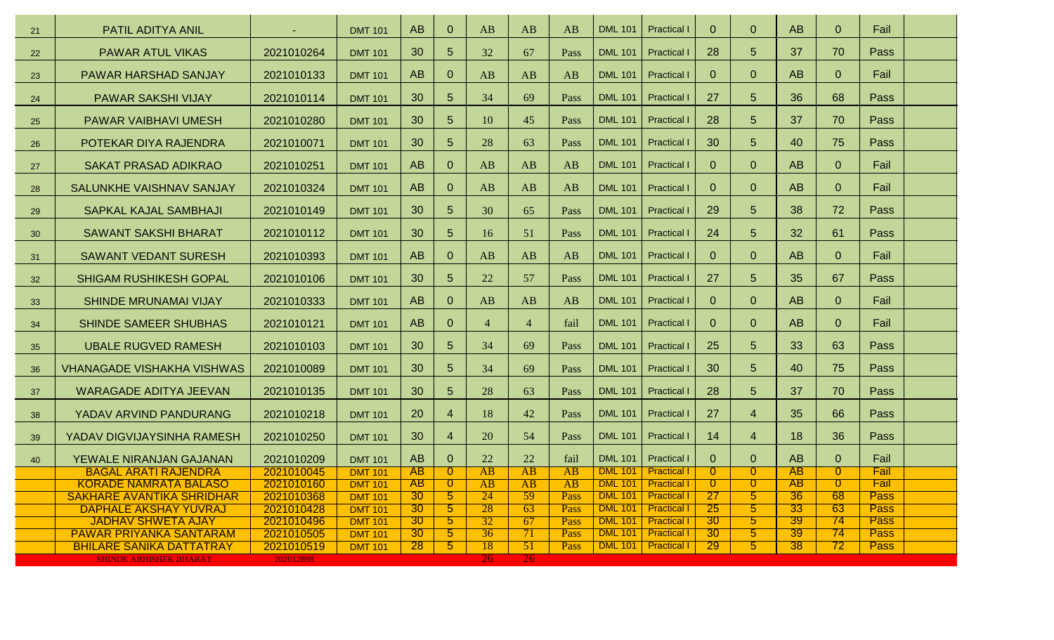| | | | | | | | | | | | | | | | | |
|---|---|---|---|---|---|---|---|---|---|---|---|---|---|---|---|---|
| 21 | PATIL ADITYA ANIL | - | DMT 101 | AB | 0 | AB | AB | AB | DML 101 | Practical I | 0 | 0 | AB | 0 | Fail | |
| 22 | PAWAR ATUL VIKAS | 2021010264 | DMT 101 | 30 | 5 | 32 | 67 | Pass | DML 101 | Practical I | 28 | 5 | 37 | 70 | Pass | |
| 23 | PAWAR HARSHAD SANJAY | 2021010133 | DMT 101 | AB | 0 | AB | AB | AB | DML 101 | Practical I | 0 | 0 | AB | 0 | Fail | |
| 24 | PAWAR SAKSHI VIJAY | 2021010114 | DMT 101 | 30 | 5 | 34 | 69 | Pass | DML 101 | Practical I | 27 | 5 | 36 | 68 | Pass | |
| 25 | PAWAR VAIBHAVI UMESH | 2021010280 | DMT 101 | 30 | 5 | 10 | 45 | Pass | DML 101 | Practical I | 28 | 5 | 37 | 70 | Pass | |
| 26 | POTEKAR DIYA RAJENDRA | 2021010071 | DMT 101 | 30 | 5 | 28 | 63 | Pass | DML 101 | Practical I | 30 | 5 | 40 | 75 | Pass | |
| 27 | SAKAT PRASAD ADIKRAO | 2021010251 | DMT 101 | AB | 0 | AB | AB | AB | DML 101 | Practical I | 0 | 0 | AB | 0 | Fail | |
| 28 | SALUNKHE VAISHNAV SANJAY | 2021010324 | DMT 101 | AB | 0 | AB | AB | AB | DML 101 | Practical I | 0 | 0 | AB | 0 | Fail | |
| 29 | SAPKAL KAJAL SAMBHAJI | 2021010149 | DMT 101 | 30 | 5 | 30 | 65 | Pass | DML 101 | Practical I | 29 | 5 | 38 | 72 | Pass | |
| 30 | SAWANT SAKSHI BHARAT | 2021010112 | DMT 101 | 30 | 5 | 16 | 51 | Pass | DML 101 | Practical I | 24 | 5 | 32 | 61 | Pass | |
| 31 | SAWANT VEDANT SURESH | 2021010393 | DMT 101 | AB | 0 | AB | AB | AB | DML 101 | Practical I | 0 | 0 | AB | 0 | Fail | |
| 32 | SHIGAM RUSHIKESH GOPAL | 2021010106 | DMT 101 | 30 | 5 | 22 | 57 | Pass | DML 101 | Practical I | 27 | 5 | 35 | 67 | Pass | |
| 33 | SHINDE MRUNAMAI VIJAY | 2021010333 | DMT 101 | AB | 0 | AB | AB | AB | DML 101 | Practical I | 0 | 0 | AB | 0 | Fail | |
| 34 | SHINDE SAMEER SHUBHAS | 2021010121 | DMT 101 | AB | 0 | 4 | 4 | fail | DML 101 | Practical I | 0 | 0 | AB | 0 | Fail | |
| 35 | UBALE RUGVED RAMESH | 2021010103 | DMT 101 | 30 | 5 | 34 | 69 | Pass | DML 101 | Practical I | 25 | 5 | 33 | 63 | Pass | |
| 36 | VHANAGADE VISHAKHA VISHWAS | 2021010089 | DMT 101 | 30 | 5 | 34 | 69 | Pass | DML 101 | Practical I | 30 | 5 | 40 | 75 | Pass | |
| 37 | WARAGADE ADITYA JEEVAN | 2021010135 | DMT 101 | 30 | 5 | 28 | 63 | Pass | DML 101 | Practical I | 28 | 5 | 37 | 70 | Pass | |
| 38 | YADAV ARVIND PANDURANG | 2021010218 | DMT 101 | 20 | 4 | 18 | 42 | Pass | DML 101 | Practical I | 27 | 4 | 35 | 66 | Pass | |
| 39 | YADAV DIGVIJAYSINHA RAMESH | 2021010250 | DMT 101 | 30 | 4 | 20 | 54 | Pass | DML 101 | Practical I | 14 | 4 | 18 | 36 | Pass | |
| 40 | YEWALE NIRANJAN GAJANAN | 2021010209 | DMT 101 | AB | 0 | 22 | 22 | fail | DML 101 | Practical I | 0 | 0 | AB | 0 | Fail | |
| | BAGAL ARATI RAJENDRA | 2021010045 | DMT 101 | AB | 0 | AB | AB | AB | DML 101 | Practical I | 0 | 0 | AB | 0 | Fail | |
| | KORADE NAMRATA BALASO | 2021010160 | DMT 101 | AB | 0 | AB | AB | AB | DML 101 | Practical I | 0 | 0 | AB | 0 | Fail | |
| | SAKHARE AVANTIKA SHRIDHAR | 2021010368 | DMT 101 | 30 | 5 | 24 | 59 | Pass | DML 101 | Practical I | 27 | 5 | 36 | 68 | Pass | |
| | DAPHALE AKSHAY YUVRAJ | 2021010428 | DMT 101 | 30 | 5 | 28 | 63 | Pass | DML 101 | Practical I | 25 | 5 | 33 | 63 | Pass | |
| | JADHAV SHWETA AJAY | 2021010496 | DMT 101 | 30 | 5 | 32 | 67 | Pass | DML 101 | Practical I | 30 | 5 | 39 | 74 | Pass | |
| | PAWAR PRIYANKA SANTARAM | 2021010505 | DMT 101 | 30 | 5 | 36 | 71 | Pass | DML 101 | Practical I | 30 | 5 | 39 | 74 | Pass | |
| | BHILARE SANIKA DATTATRAY | 2021010519 | DMT 101 | 28 | 5 | 18 | 51 | Pass | DML 101 | Practical I | 29 | 5 | 38 | 72 | Pass | |
| | SHINDE ABHISHEK BHARAT | 202012898 | | | | 26 | 26 | | | | | | | | | |